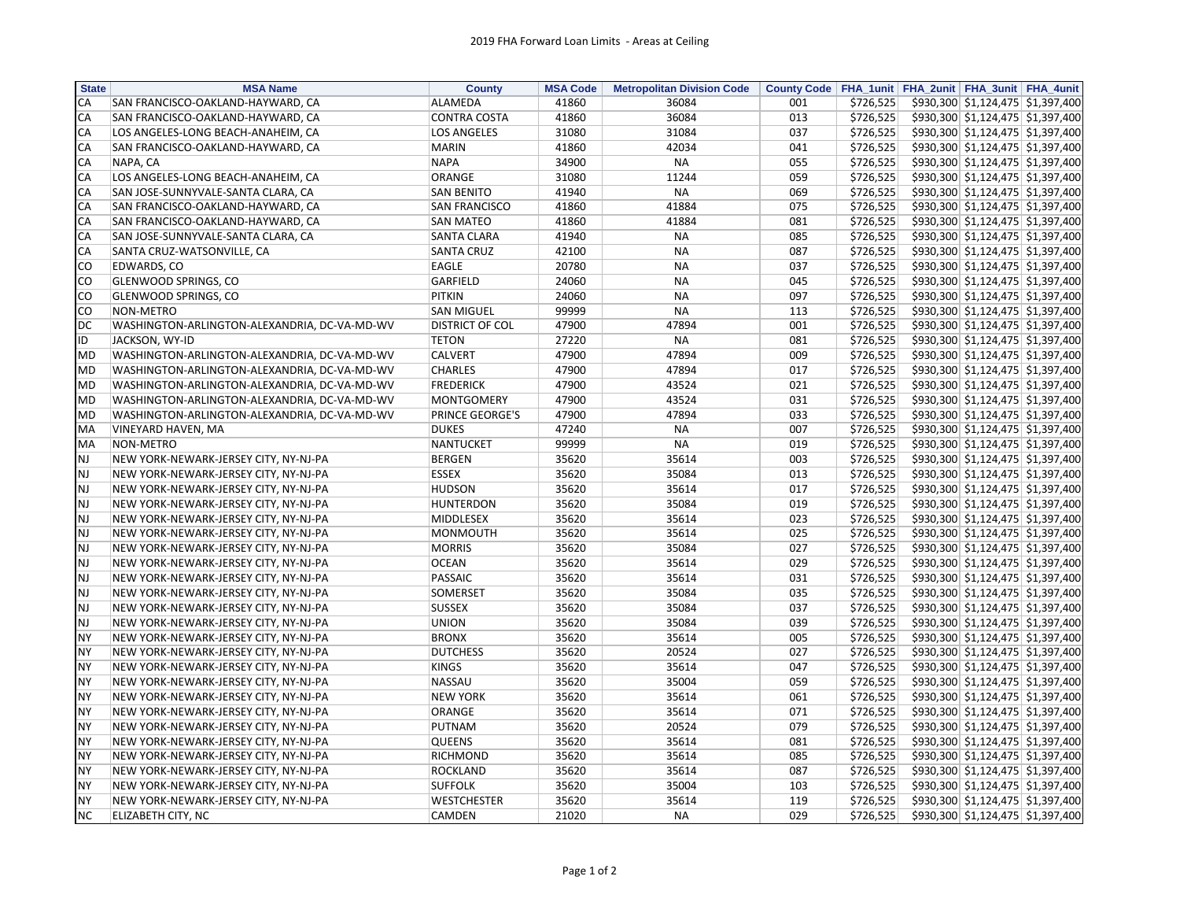# 2019 FHA Forward Loan Limits - Areas at Ceiling

| State | MSA Name | County | MSA Code | Metropolitan Division Code | County Code | FHA_1unit | FHA_2unit | FHA_3unit | FHA_4unit |
|---|---|---|---|---|---|---|---|---|---|
| CA | SAN FRANCISCO-OAKLAND-HAYWARD, CA | ALAMEDA | 41860 | 36084 | 001 | $726,525 | $930,300 | $1,124,475 | $1,397,400 |
| CA | SAN FRANCISCO-OAKLAND-HAYWARD, CA | CONTRA COSTA | 41860 | 36084 | 013 | $726,525 | $930,300 | $1,124,475 | $1,397,400 |
| CA | LOS ANGELES-LONG BEACH-ANAHEIM, CA | LOS ANGELES | 31080 | 31084 | 037 | $726,525 | $930,300 | $1,124,475 | $1,397,400 |
| CA | SAN FRANCISCO-OAKLAND-HAYWARD, CA | MARIN | 41860 | 42034 | 041 | $726,525 | $930,300 | $1,124,475 | $1,397,400 |
| CA | NAPA, CA | NAPA | 34900 | NA | 055 | $726,525 | $930,300 | $1,124,475 | $1,397,400 |
| CA | LOS ANGELES-LONG BEACH-ANAHEIM, CA | ORANGE | 31080 | 11244 | 059 | $726,525 | $930,300 | $1,124,475 | $1,397,400 |
| CA | SAN JOSE-SUNNYVALE-SANTA CLARA, CA | SAN BENITO | 41940 | NA | 069 | $726,525 | $930,300 | $1,124,475 | $1,397,400 |
| CA | SAN FRANCISCO-OAKLAND-HAYWARD, CA | SAN FRANCISCO | 41860 | 41884 | 075 | $726,525 | $930,300 | $1,124,475 | $1,397,400 |
| CA | SAN FRANCISCO-OAKLAND-HAYWARD, CA | SAN MATEO | 41860 | 41884 | 081 | $726,525 | $930,300 | $1,124,475 | $1,397,400 |
| CA | SAN JOSE-SUNNYVALE-SANTA CLARA, CA | SANTA CLARA | 41940 | NA | 085 | $726,525 | $930,300 | $1,124,475 | $1,397,400 |
| CA | SANTA CRUZ-WATSONVILLE, CA | SANTA CRUZ | 42100 | NA | 087 | $726,525 | $930,300 | $1,124,475 | $1,397,400 |
| CO | EDWARDS, CO | EAGLE | 20780 | NA | 037 | $726,525 | $930,300 | $1,124,475 | $1,397,400 |
| CO | GLENWOOD SPRINGS, CO | GARFIELD | 24060 | NA | 045 | $726,525 | $930,300 | $1,124,475 | $1,397,400 |
| CO | GLENWOOD SPRINGS, CO | PITKIN | 24060 | NA | 097 | $726,525 | $930,300 | $1,124,475 | $1,397,400 |
| CO | NON-METRO | SAN MIGUEL | 99999 | NA | 113 | $726,525 | $930,300 | $1,124,475 | $1,397,400 |
| DC | WASHINGTON-ARLINGTON-ALEXANDRIA, DC-VA-MD-WV | DISTRICT OF COL | 47900 | 47894 | 001 | $726,525 | $930,300 | $1,124,475 | $1,397,400 |
| ID | JACKSON, WY-ID | TETON | 27220 | NA | 081 | $726,525 | $930,300 | $1,124,475 | $1,397,400 |
| MD | WASHINGTON-ARLINGTON-ALEXANDRIA, DC-VA-MD-WV | CALVERT | 47900 | 47894 | 009 | $726,525 | $930,300 | $1,124,475 | $1,397,400 |
| MD | WASHINGTON-ARLINGTON-ALEXANDRIA, DC-VA-MD-WV | CHARLES | 47900 | 47894 | 017 | $726,525 | $930,300 | $1,124,475 | $1,397,400 |
| MD | WASHINGTON-ARLINGTON-ALEXANDRIA, DC-VA-MD-WV | FREDERICK | 47900 | 43524 | 021 | $726,525 | $930,300 | $1,124,475 | $1,397,400 |
| MD | WASHINGTON-ARLINGTON-ALEXANDRIA, DC-VA-MD-WV | MONTGOMERY | 47900 | 43524 | 031 | $726,525 | $930,300 | $1,124,475 | $1,397,400 |
| MD | WASHINGTON-ARLINGTON-ALEXANDRIA, DC-VA-MD-WV | PRINCE GEORGE'S | 47900 | 47894 | 033 | $726,525 | $930,300 | $1,124,475 | $1,397,400 |
| MA | VINEYARD HAVEN, MA | DUKES | 47240 | NA | 007 | $726,525 | $930,300 | $1,124,475 | $1,397,400 |
| MA | NON-METRO | NANTUCKET | 99999 | NA | 019 | $726,525 | $930,300 | $1,124,475 | $1,397,400 |
| NJ | NEW YORK-NEWARK-JERSEY CITY, NY-NJ-PA | BERGEN | 35620 | 35614 | 003 | $726,525 | $930,300 | $1,124,475 | $1,397,400 |
| NJ | NEW YORK-NEWARK-JERSEY CITY, NY-NJ-PA | ESSEX | 35620 | 35084 | 013 | $726,525 | $930,300 | $1,124,475 | $1,397,400 |
| NJ | NEW YORK-NEWARK-JERSEY CITY, NY-NJ-PA | HUDSON | 35620 | 35614 | 017 | $726,525 | $930,300 | $1,124,475 | $1,397,400 |
| NJ | NEW YORK-NEWARK-JERSEY CITY, NY-NJ-PA | HUNTERDON | 35620 | 35084 | 019 | $726,525 | $930,300 | $1,124,475 | $1,397,400 |
| NJ | NEW YORK-NEWARK-JERSEY CITY, NY-NJ-PA | MIDDLESEX | 35620 | 35614 | 023 | $726,525 | $930,300 | $1,124,475 | $1,397,400 |
| NJ | NEW YORK-NEWARK-JERSEY CITY, NY-NJ-PA | MONMOUTH | 35620 | 35614 | 025 | $726,525 | $930,300 | $1,124,475 | $1,397,400 |
| NJ | NEW YORK-NEWARK-JERSEY CITY, NY-NJ-PA | MORRIS | 35620 | 35084 | 027 | $726,525 | $930,300 | $1,124,475 | $1,397,400 |
| NJ | NEW YORK-NEWARK-JERSEY CITY, NY-NJ-PA | OCEAN | 35620 | 35614 | 029 | $726,525 | $930,300 | $1,124,475 | $1,397,400 |
| NJ | NEW YORK-NEWARK-JERSEY CITY, NY-NJ-PA | PASSAIC | 35620 | 35614 | 031 | $726,525 | $930,300 | $1,124,475 | $1,397,400 |
| NJ | NEW YORK-NEWARK-JERSEY CITY, NY-NJ-PA | SOMERSET | 35620 | 35084 | 035 | $726,525 | $930,300 | $1,124,475 | $1,397,400 |
| NJ | NEW YORK-NEWARK-JERSEY CITY, NY-NJ-PA | SUSSEX | 35620 | 35084 | 037 | $726,525 | $930,300 | $1,124,475 | $1,397,400 |
| NJ | NEW YORK-NEWARK-JERSEY CITY, NY-NJ-PA | UNION | 35620 | 35084 | 039 | $726,525 | $930,300 | $1,124,475 | $1,397,400 |
| NY | NEW YORK-NEWARK-JERSEY CITY, NY-NJ-PA | BRONX | 35620 | 35614 | 005 | $726,525 | $930,300 | $1,124,475 | $1,397,400 |
| NY | NEW YORK-NEWARK-JERSEY CITY, NY-NJ-PA | DUTCHESS | 35620 | 20524 | 027 | $726,525 | $930,300 | $1,124,475 | $1,397,400 |
| NY | NEW YORK-NEWARK-JERSEY CITY, NY-NJ-PA | KINGS | 35620 | 35614 | 047 | $726,525 | $930,300 | $1,124,475 | $1,397,400 |
| NY | NEW YORK-NEWARK-JERSEY CITY, NY-NJ-PA | NASSAU | 35620 | 35004 | 059 | $726,525 | $930,300 | $1,124,475 | $1,397,400 |
| NY | NEW YORK-NEWARK-JERSEY CITY, NY-NJ-PA | NEW YORK | 35620 | 35614 | 061 | $726,525 | $930,300 | $1,124,475 | $1,397,400 |
| NY | NEW YORK-NEWARK-JERSEY CITY, NY-NJ-PA | ORANGE | 35620 | 35614 | 071 | $726,525 | $930,300 | $1,124,475 | $1,397,400 |
| NY | NEW YORK-NEWARK-JERSEY CITY, NY-NJ-PA | PUTNAM | 35620 | 20524 | 079 | $726,525 | $930,300 | $1,124,475 | $1,397,400 |
| NY | NEW YORK-NEWARK-JERSEY CITY, NY-NJ-PA | QUEENS | 35620 | 35614 | 081 | $726,525 | $930,300 | $1,124,475 | $1,397,400 |
| NY | NEW YORK-NEWARK-JERSEY CITY, NY-NJ-PA | RICHMOND | 35620 | 35614 | 085 | $726,525 | $930,300 | $1,124,475 | $1,397,400 |
| NY | NEW YORK-NEWARK-JERSEY CITY, NY-NJ-PA | ROCKLAND | 35620 | 35614 | 087 | $726,525 | $930,300 | $1,124,475 | $1,397,400 |
| NY | NEW YORK-NEWARK-JERSEY CITY, NY-NJ-PA | SUFFOLK | 35620 | 35004 | 103 | $726,525 | $930,300 | $1,124,475 | $1,397,400 |
| NY | NEW YORK-NEWARK-JERSEY CITY, NY-NJ-PA | WESTCHESTER | 35620 | 35614 | 119 | $726,525 | $930,300 | $1,124,475 | $1,397,400 |
| NC | ELIZABETH CITY, NC | CAMDEN | 21020 | NA | 029 | $726,525 | $930,300 | $1,124,475 | $1,397,400 |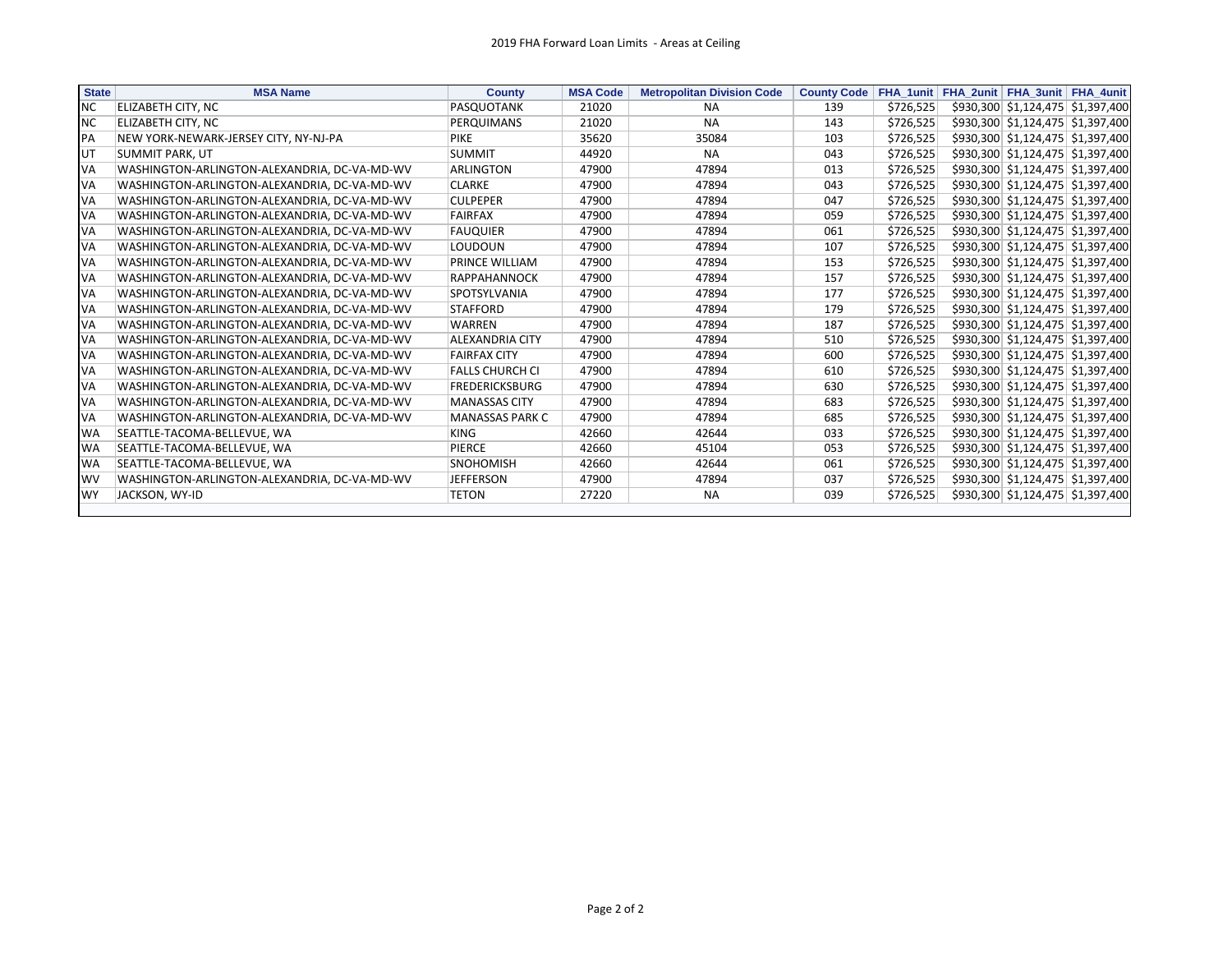2019 FHA Forward Loan Limits - Areas at Ceiling

| State | MSA Name | County | MSA Code | Metropolitan Division Code | County Code | FHA_1unit | FHA_2unit | FHA_3unit | FHA_4unit |
|---|---|---|---|---|---|---|---|---|---|
| NC | ELIZABETH CITY, NC | PASQUOTANK | 21020 | NA | 139 | $726,525 | $930,300 | $1,124,475 | $1,397,400 |
| NC | ELIZABETH CITY, NC | PERQUIMANS | 21020 | NA | 143 | $726,525 | $930,300 | $1,124,475 | $1,397,400 |
| PA | NEW YORK-NEWARK-JERSEY CITY, NY-NJ-PA | PIKE | 35620 | 35084 | 103 | $726,525 | $930,300 | $1,124,475 | $1,397,400 |
| UT | SUMMIT PARK, UT | SUMMIT | 44920 | NA | 043 | $726,525 | $930,300 | $1,124,475 | $1,397,400 |
| VA | WASHINGTON-ARLINGTON-ALEXANDRIA, DC-VA-MD-WV | ARLINGTON | 47900 | 47894 | 013 | $726,525 | $930,300 | $1,124,475 | $1,397,400 |
| VA | WASHINGTON-ARLINGTON-ALEXANDRIA, DC-VA-MD-WV | CLARKE | 47900 | 47894 | 043 | $726,525 | $930,300 | $1,124,475 | $1,397,400 |
| VA | WASHINGTON-ARLINGTON-ALEXANDRIA, DC-VA-MD-WV | CULPEPER | 47900 | 47894 | 047 | $726,525 | $930,300 | $1,124,475 | $1,397,400 |
| VA | WASHINGTON-ARLINGTON-ALEXANDRIA, DC-VA-MD-WV | FAIRFAX | 47900 | 47894 | 059 | $726,525 | $930,300 | $1,124,475 | $1,397,400 |
| VA | WASHINGTON-ARLINGTON-ALEXANDRIA, DC-VA-MD-WV | FAUQUIER | 47900 | 47894 | 061 | $726,525 | $930,300 | $1,124,475 | $1,397,400 |
| VA | WASHINGTON-ARLINGTON-ALEXANDRIA, DC-VA-MD-WV | LOUDOUN | 47900 | 47894 | 107 | $726,525 | $930,300 | $1,124,475 | $1,397,400 |
| VA | WASHINGTON-ARLINGTON-ALEXANDRIA, DC-VA-MD-WV | PRINCE WILLIAM | 47900 | 47894 | 153 | $726,525 | $930,300 | $1,124,475 | $1,397,400 |
| VA | WASHINGTON-ARLINGTON-ALEXANDRIA, DC-VA-MD-WV | RAPPAHANNOCK | 47900 | 47894 | 157 | $726,525 | $930,300 | $1,124,475 | $1,397,400 |
| VA | WASHINGTON-ARLINGTON-ALEXANDRIA, DC-VA-MD-WV | SPOTSYLVANIA | 47900 | 47894 | 177 | $726,525 | $930,300 | $1,124,475 | $1,397,400 |
| VA | WASHINGTON-ARLINGTON-ALEXANDRIA, DC-VA-MD-WV | STAFFORD | 47900 | 47894 | 179 | $726,525 | $930,300 | $1,124,475 | $1,397,400 |
| VA | WASHINGTON-ARLINGTON-ALEXANDRIA, DC-VA-MD-WV | WARREN | 47900 | 47894 | 187 | $726,525 | $930,300 | $1,124,475 | $1,397,400 |
| VA | WASHINGTON-ARLINGTON-ALEXANDRIA, DC-VA-MD-WV | ALEXANDRIA CITY | 47900 | 47894 | 510 | $726,525 | $930,300 | $1,124,475 | $1,397,400 |
| VA | WASHINGTON-ARLINGTON-ALEXANDRIA, DC-VA-MD-WV | FAIRFAX CITY | 47900 | 47894 | 600 | $726,525 | $930,300 | $1,124,475 | $1,397,400 |
| VA | WASHINGTON-ARLINGTON-ALEXANDRIA, DC-VA-MD-WV | FALLS CHURCH CI | 47900 | 47894 | 610 | $726,525 | $930,300 | $1,124,475 | $1,397,400 |
| VA | WASHINGTON-ARLINGTON-ALEXANDRIA, DC-VA-MD-WV | FREDERICKSBURG | 47900 | 47894 | 630 | $726,525 | $930,300 | $1,124,475 | $1,397,400 |
| VA | WASHINGTON-ARLINGTON-ALEXANDRIA, DC-VA-MD-WV | MANASSAS CITY | 47900 | 47894 | 683 | $726,525 | $930,300 | $1,124,475 | $1,397,400 |
| VA | WASHINGTON-ARLINGTON-ALEXANDRIA, DC-VA-MD-WV | MANASSAS PARK C | 47900 | 47894 | 685 | $726,525 | $930,300 | $1,124,475 | $1,397,400 |
| WA | SEATTLE-TACOMA-BELLEVUE, WA | KING | 42660 | 42644 | 033 | $726,525 | $930,300 | $1,124,475 | $1,397,400 |
| WA | SEATTLE-TACOMA-BELLEVUE, WA | PIERCE | 42660 | 45104 | 053 | $726,525 | $930,300 | $1,124,475 | $1,397,400 |
| WA | SEATTLE-TACOMA-BELLEVUE, WA | SNOHOMISH | 42660 | 42644 | 061 | $726,525 | $930,300 | $1,124,475 | $1,397,400 |
| WV | WASHINGTON-ARLINGTON-ALEXANDRIA, DC-VA-MD-WV | JEFFERSON | 47900 | 47894 | 037 | $726,525 | $930,300 | $1,124,475 | $1,397,400 |
| WY | JACKSON, WY-ID | TETON | 27220 | NA | 039 | $726,525 | $930,300 | $1,124,475 | $1,397,400 |